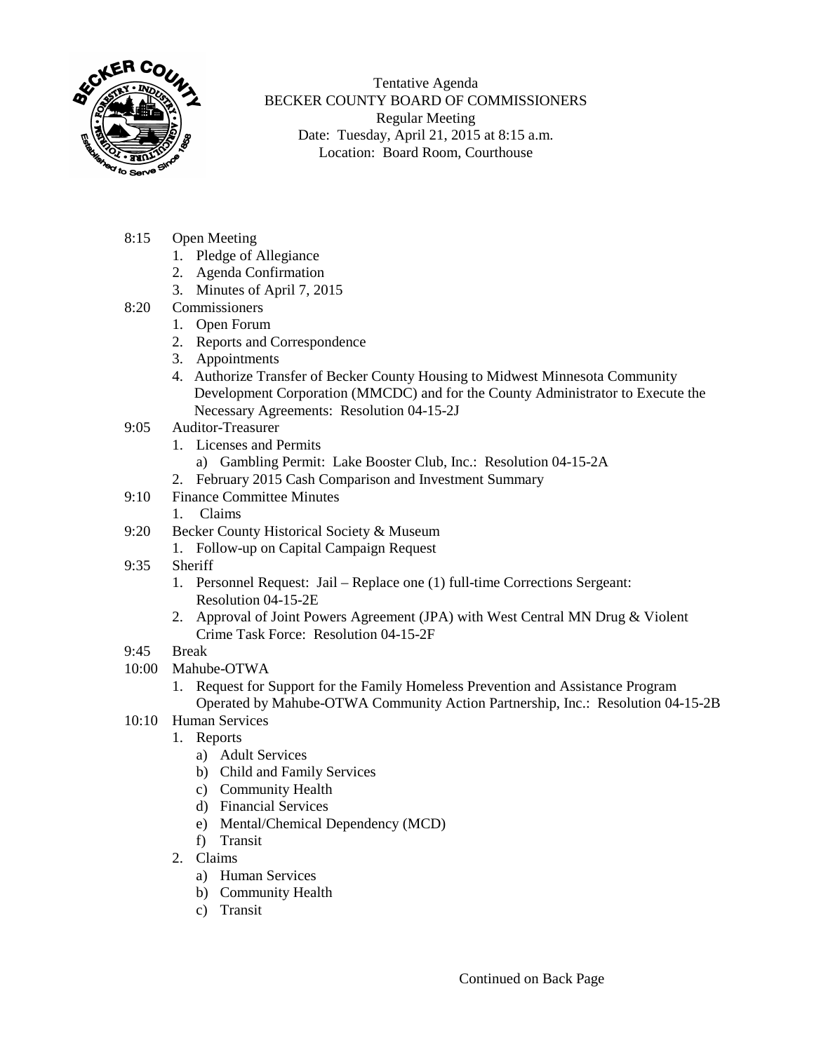Tentative Agenda
BECKER COUNTY BOARD OF COMMISSIONERS
Regular Meeting
Date: Tuesday, April 21, 2015 at 8:15 a.m.
Location: Board Room, Courthouse

8:15 Open Meeting
1. Pledge of Allegiance
2. Agenda Confirmation
3. Minutes of April 7, 2015

8:20 Commissioners
1. Open Forum
2. Reports and Correspondence
3. Appointments
4. Authorize Transfer of Becker County Housing to Midwest Minnesota Community Development Corporation (MMCDC) and for the County Administrator to Execute the Necessary Agreements: Resolution 04-15-2J

9:05 Auditor-Treasurer
1. Licenses and Permits
   a) Gambling Permit: Lake Booster Club, Inc.: Resolution 04-15-2A
2. February 2015 Cash Comparison and Investment Summary

9:10 Finance Committee Minutes
1. Claims

9:20 Becker County Historical Society & Museum
1. Follow-up on Capital Campaign Request

9:35 Sheriff
1. Personnel Request: Jail – Replace one (1) full-time Corrections Sergeant: Resolution 04-15-2E
2. Approval of Joint Powers Agreement (JPA) with West Central MN Drug & Violent Crime Task Force: Resolution 04-15-2F

9:45 Break

10:00 Mahube-OTWA
1. Request for Support for the Family Homeless Prevention and Assistance Program Operated by Mahube-OTWA Community Action Partnership, Inc.: Resolution 04-15-2B

10:10 Human Services
1. Reports
   a) Adult Services
   b) Child and Family Services
   c) Community Health
   d) Financial Services
   e) Mental/Chemical Dependency (MCD)
   f) Transit
2. Claims
   a) Human Services
   b) Community Health
   c) Transit

Continued on Back Page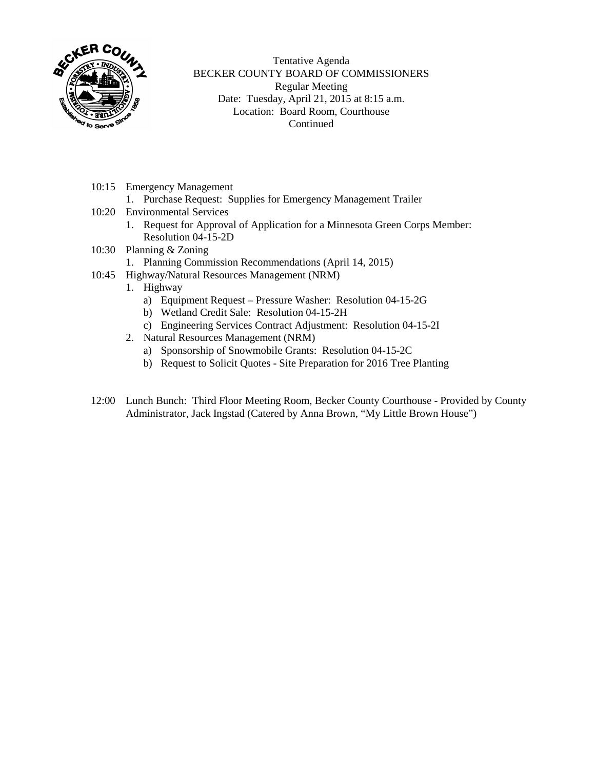Tentative Agenda
BECKER COUNTY BOARD OF COMMISSIONERS
Regular Meeting
Date: Tuesday, April 21, 2015 at 8:15 a.m.
Location: Board Room, Courthouse
Continued

- 10:15 Emergency Management
  1. Purchase Request: Supplies for Emergency Management Trailer
- 10:20 Environmental Services
  1. Request for Approval of Application for a Minnesota Green Corps Member: Resolution 04-15-2D
- 10:30 Planning & Zoning
  1. Planning Commission Recommendations (April 14, 2015)
- 10:45 Highway/Natural Resources Management (NRM)
  1. Highway
     a) Equipment Request – Pressure Washer: Resolution 04-15-2G
     b) Wetland Credit Sale: Resolution 04-15-2H
     c) Engineering Services Contract Adjustment: Resolution 04-15-2I
  2. Natural Resources Management (NRM)
     a) Sponsorship of Snowmobile Grants: Resolution 04-15-2C
     b) Request to Solicit Quotes - Site Preparation for 2016 Tree Planting

- 12:00 Lunch Bunch: Third Floor Meeting Room, Becker County Courthouse - Provided by County Administrator, Jack Ingstad (Catered by Anna Brown, "My Little Brown House")